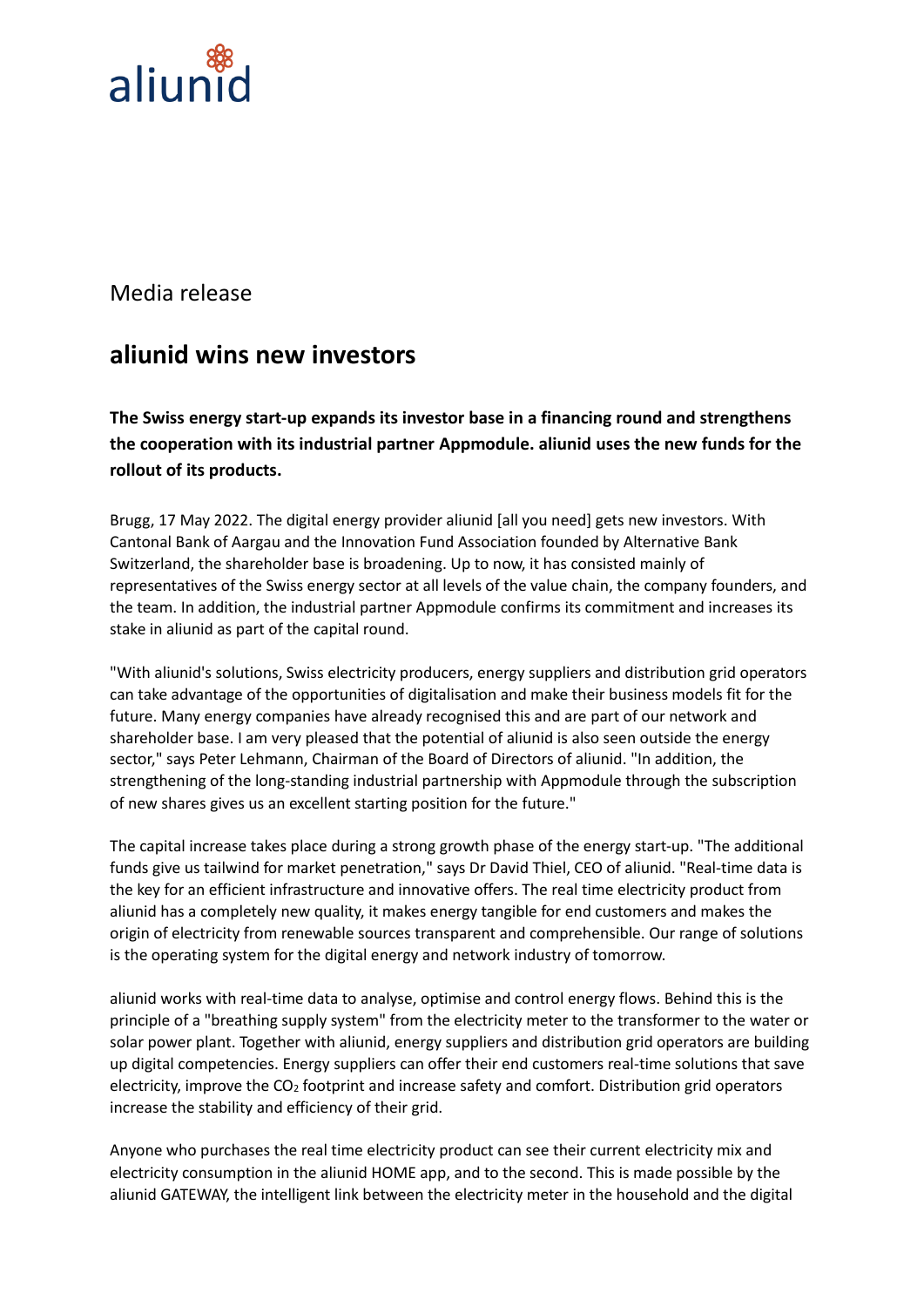aliunid

Media release

# aliunid wins new investors

**The Swiss energy start-up expands its investor base in a financing round and strengthens the cooperation with its industrial partner Appmodule. aliunid uses the new funds for the rollout of its products.**

Brugg, 17 May 2022. The digital energy provider aliunid [all you need] gets new investors. With Cantonal Bank of Aargau and the Innovation Fund Association founded by Alternative Bank Switzerland, the shareholder base is broadening. Up to now, it has consisted mainly of representatives of the Swiss energy sector at all levels of the value chain, the company founders, and the team. In addition, the industrial partner Appmodule confirms its commitment and increases its stake in aliunid as part of the capital round.

"With aliunid's solutions, Swiss electricity producers, energy suppliers and distribution grid operators can take advantage of the opportunities of digitalisation and make their business models fit for the future. Many energy companies have already recognised this and are part of our network and shareholder base. I am very pleased that the potential of aliunid is also seen outside the energy sector," says Peter Lehmann, Chairman of the Board of Directors of aliunid. "In addition, the strengthening of the long-standing industrial partnership with Appmodule through the subscription of new shares gives us an excellent starting position for the future."

The capital increase takes place during a strong growth phase of the energy start-up. "The additional funds give us tailwind for market penetration," says Dr David Thiel, CEO of aliunid. "Real-time data is the key for an efficient infrastructure and innovative offers. The real time electricity product from aliunid has a completely new quality, it makes energy tangible for end customers and makes the origin of electricity from renewable sources transparent and comprehensible. Our range of solutions is the operating system for the digital energy and network industry of tomorrow.

aliunid works with real-time data to analyse, optimise and control energy flows. Behind this is the principle of a "breathing supply system" from the electricity meter to the transformer to the water or solar power plant. Together with aliunid, energy suppliers and distribution grid operators are building up digital competencies. Energy suppliers can offer their end customers real-time solutions that save electricity, improve the $CO_2$ footprint and increase safety and comfort. Distribution grid operators increase the stability and efficiency of their grid.

Anyone who purchases the real time electricity product can see their current electricity mix and electricity consumption in the aliunid HOME app, and to the second. This is made possible by the aliunid GATEWAY, the intelligent link between the electricity meter in the household and the digital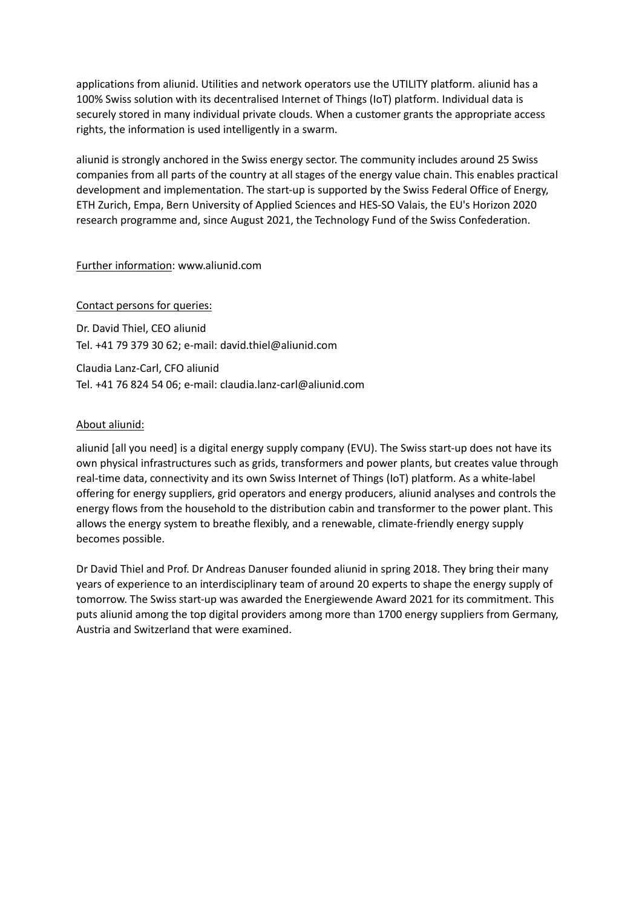applications from aliunid. Utilities and network operators use the UTILITY platform. aliunid has a 100% Swiss solution with its decentralised Internet of Things (IoT) platform. Individual data is securely stored in many individual private clouds. When a customer grants the appropriate access rights, the information is used intelligently in a swarm.

aliunid is strongly anchored in the Swiss energy sector. The community includes around 25 Swiss companies from all parts of the country at all stages of the energy value chain. This enables practical development and implementation. The start-up is supported by the Swiss Federal Office of Energy, ETH Zurich, Empa, Bern University of Applied Sciences and HES-SO Valais, the EU's Horizon 2020 research programme and, since August 2021, the Technology Fund of the Swiss Confederation.

Further information: www.aliunid.com

Contact persons for queries:

Dr. David Thiel, CEO aliunid
Tel. +41 79 379 30 62; e-mail: david.thiel@aliunid.com

Claudia Lanz-Carl, CFO aliunid
Tel. +41 76 824 54 06; e-mail: claudia.lanz-carl@aliunid.com

About aliunid:

aliunid [all you need] is a digital energy supply company (EVU). The Swiss start-up does not have its own physical infrastructures such as grids, transformers and power plants, but creates value through real-time data, connectivity and its own Swiss Internet of Things (IoT) platform. As a white-label offering for energy suppliers, grid operators and energy producers, aliunid analyses and controls the energy flows from the household to the distribution cabin and transformer to the power plant. This allows the energy system to breathe flexibly, and a renewable, climate-friendly energy supply becomes possible.

Dr David Thiel and Prof. Dr Andreas Danuser founded aliunid in spring 2018. They bring their many years of experience to an interdisciplinary team of around 20 experts to shape the energy supply of tomorrow. The Swiss start-up was awarded the Energiewende Award 2021 for its commitment. This puts aliunid among the top digital providers among more than 1700 energy suppliers from Germany, Austria and Switzerland that were examined.